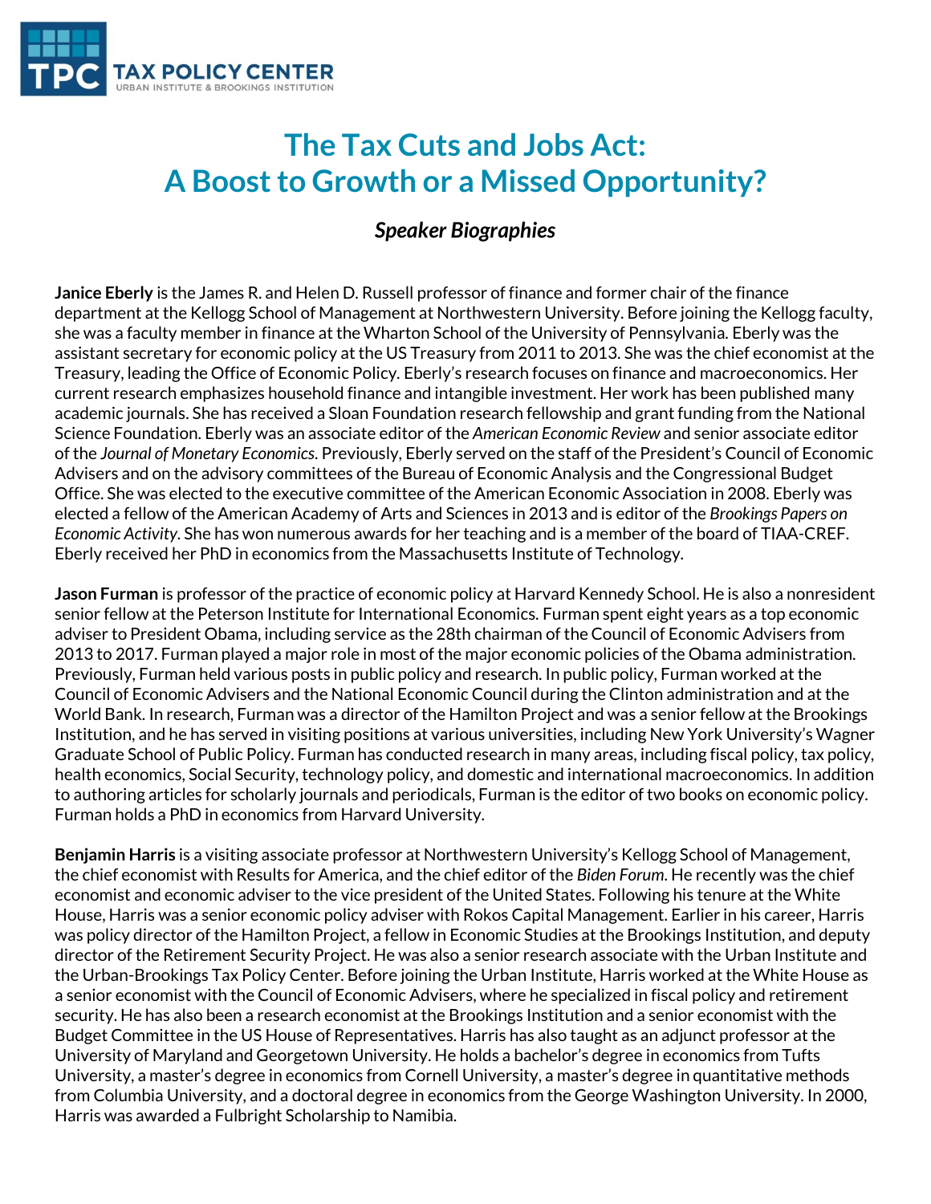# The Tax Cuts and Jobs Act: A Boost to Growth or a Missed Opportunity?

## *Speaker Biographies*

**Janice Eberly** is the James R. and Helen D. Russell professor of finance and former chair of the finance department at the Kellogg School of Management at Northwestern University. Before joining the Kellogg faculty, she was a faculty member in finance at the Wharton School of the University of Pennsylvania. Eberly was the assistant secretary for economic policy at the US Treasury from 2011 to 2013. She was the chief economist at the Treasury, leading the Office of Economic Policy. Eberly's research focuses on finance and macroeconomics. Her current research emphasizes household finance and intangible investment. Her work has been published many academic journals. She has received a Sloan Foundation research fellowship and grant funding from the National Science Foundation. Eberly was an associate editor of the *American Economic Review* and senior associate editor of the *Journal of Monetary Economics*. Previously, Eberly served on the staff of the President's Council of Economic Advisers and on the advisory committees of the Bureau of Economic Analysis and the Congressional Budget Office. She was elected to the executive committee of the American Economic Association in 2008. Eberly was elected a fellow of the American Academy of Arts and Sciences in 2013 and is editor of the *Brookings Papers on Economic Activity*. She has won numerous awards for her teaching and is a member of the board of TIAA-CREF. Eberly received her PhD in economics from the Massachusetts Institute of Technology.

**Jason Furman** is professor of the practice of economic policy at Harvard Kennedy School. He is also a nonresident senior fellow at the Peterson Institute for International Economics. Furman spent eight years as a top economic adviser to President Obama, including service as the 28th chairman of the Council of Economic Advisers from 2013 to 2017. Furman played a major role in most of the major economic policies of the Obama administration. Previously, Furman held various posts in public policy and research. In public policy, Furman worked at the Council of Economic Advisers and the National Economic Council during the Clinton administration and at the World Bank. In research, Furman was a director of the Hamilton Project and was a senior fellow at the Brookings Institution, and he has served in visiting positions at various universities, including New York University's Wagner Graduate School of Public Policy. Furman has conducted research in many areas, including fiscal policy, tax policy, health economics, Social Security, technology policy, and domestic and international macroeconomics. In addition to authoring articles for scholarly journals and periodicals, Furman is the editor of two books on economic policy. Furman holds a PhD in economics from Harvard University.

**Benjamin Harris** is a visiting associate professor at Northwestern University's Kellogg School of Management, the chief economist with Results for America, and the chief editor of the *Biden Forum*. He recently was the chief economist and economic adviser to the vice president of the United States. Following his tenure at the White House, Harris was a senior economic policy adviser with Rokos Capital Management. Earlier in his career, Harris was policy director of the Hamilton Project, a fellow in Economic Studies at the Brookings Institution, and deputy director of the Retirement Security Project. He was also a senior research associate with the Urban Institute and the Urban-Brookings Tax Policy Center. Before joining the Urban Institute, Harris worked at the White House as a senior economist with the Council of Economic Advisers, where he specialized in fiscal policy and retirement security. He has also been a research economist at the Brookings Institution and a senior economist with the Budget Committee in the US House of Representatives. Harris has also taught as an adjunct professor at the University of Maryland and Georgetown University. He holds a bachelor's degree in economics from Tufts University, a master's degree in economics from Cornell University, a master's degree in quantitative methods from Columbia University, and a doctoral degree in economics from the George Washington University. In 2000, Harris was awarded a Fulbright Scholarship to Namibia.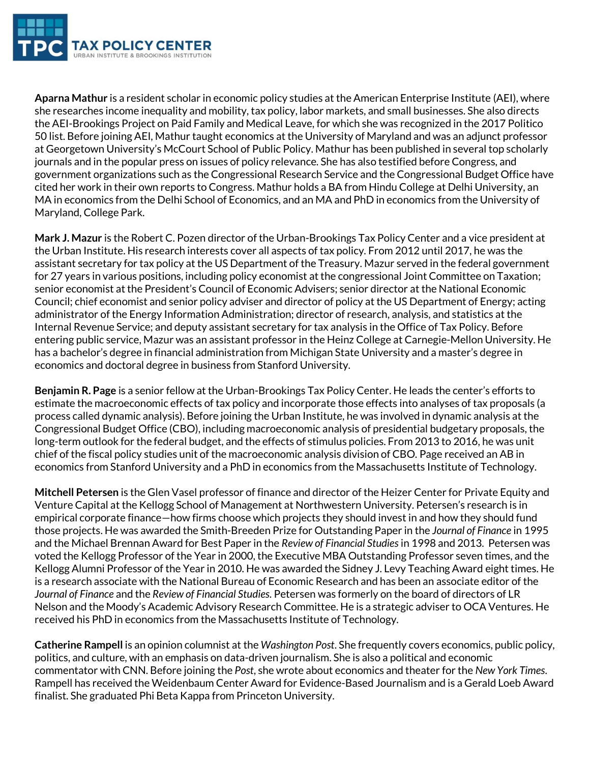**Aparna Mathur** is a resident scholar in economic policy studies at the American Enterprise Institute (AEI), where she researches income inequality and mobility, tax policy, labor markets, and small businesses. She also directs the AEI-Brookings Project on Paid Family and Medical Leave, for which she was recognized in the 2017 Politico 50 list. Before joining AEI, Mathur taught economics at the University of Maryland and was an adjunct professor at Georgetown University's McCourt School of Public Policy. Mathur has been published in several top scholarly journals and in the popular press on issues of policy relevance. She has also testified before Congress, and government organizations such as the Congressional Research Service and the Congressional Budget Office have cited her work in their own reports to Congress. Mathur holds a BA from Hindu College at Delhi University, an MA in economics from the Delhi School of Economics, and an MA and PhD in economics from the University of Maryland, College Park.

**Mark J. Mazur** is the Robert C. Pozen director of the Urban-Brookings Tax Policy Center and a vice president at the Urban Institute. His research interests cover all aspects of tax policy. From 2012 until 2017, he was the assistant secretary for tax policy at the US Department of the Treasury. Mazur served in the federal government for 27 years in various positions, including policy economist at the congressional Joint Committee on Taxation; senior economist at the President's Council of Economic Advisers; senior director at the National Economic Council; chief economist and senior policy adviser and director of policy at the US Department of Energy; acting administrator of the Energy Information Administration; director of research, analysis, and statistics at the Internal Revenue Service; and deputy assistant secretary for tax analysis in the Office of Tax Policy. Before entering public service, Mazur was an assistant professor in the Heinz College at Carnegie-Mellon University. He has a bachelor's degree in financial administration from Michigan State University and a master's degree in economics and doctoral degree in business from Stanford University.

**Benjamin R. Page** is a senior fellow at the Urban-Brookings Tax Policy Center. He leads the center's efforts to estimate the macroeconomic effects of tax policy and incorporate those effects into analyses of tax proposals (a process called dynamic analysis). Before joining the Urban Institute, he was involved in dynamic analysis at the Congressional Budget Office (CBO), including macroeconomic analysis of presidential budgetary proposals, the long-term outlook for the federal budget, and the effects of stimulus policies. From 2013 to 2016, he was unit chief of the fiscal policy studies unit of the macroeconomic analysis division of CBO. Page received an AB in economics from Stanford University and a PhD in economics from the Massachusetts Institute of Technology.

**Mitchell Petersen** is the Glen Vasel professor of finance and director of the Heizer Center for Private Equity and Venture Capital at the Kellogg School of Management at Northwestern University. Petersen's research is in empirical corporate finance—how firms choose which projects they should invest in and how they should fund those projects. He was awarded the Smith-Breeden Prize for Outstanding Paper in the *Journal of Finance* in 1995 and the Michael Brennan Award for Best Paper in the *Review of Financial Studies* in 1998 and 2013. Petersen was voted the Kellogg Professor of the Year in 2000, the Executive MBA Outstanding Professor seven times, and the Kellogg Alumni Professor of the Year in 2010. He was awarded the Sidney J. Levy Teaching Award eight times. He is a research associate with the National Bureau of Economic Research and has been an associate editor of the *Journal of Finance* and the *Review of Financial Studies.* Petersen was formerly on the board of directors of LR Nelson and the Moody's Academic Advisory Research Committee. He is a strategic adviser to OCA Ventures. He received his PhD in economics from the Massachusetts Institute of Technology.

**Catherine Rampell** is an opinion columnist at the *Washington Post*. She frequently covers economics, public policy, politics, and culture, with an emphasis on data-driven journalism. She is also a political and economic commentator with CNN. Before joining the *Post*, she wrote about economics and theater for the *New York Times*. Rampell has received the Weidenbaum Center Award for Evidence-Based Journalism and is a Gerald Loeb Award finalist. She graduated Phi Beta Kappa from Princeton University.